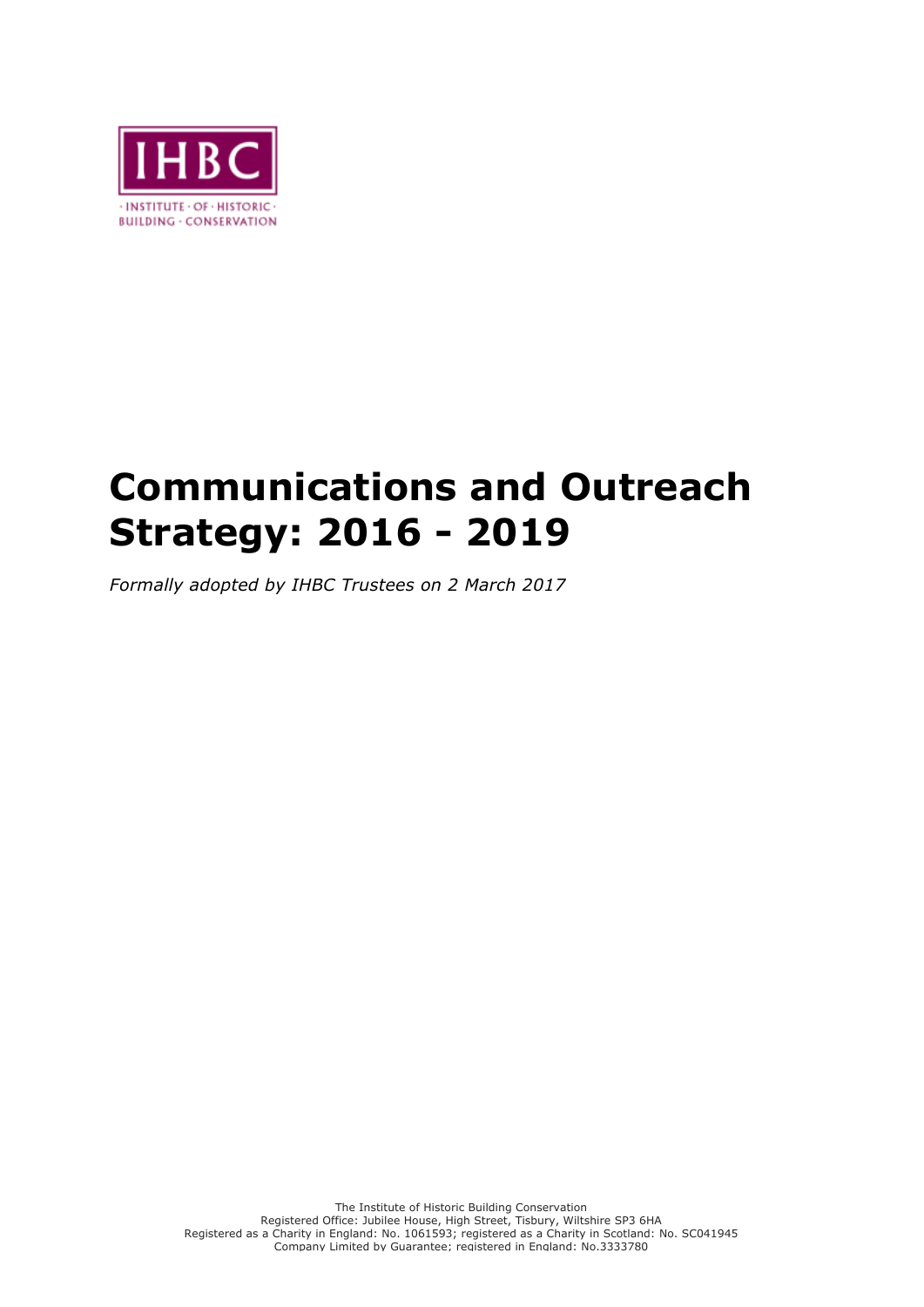IHBC

· INSTITUTE · OF · HISTORIC ·
BUILDING · CONSERVATION

# Communications and Outreach Strategy: 2016 - 2019

*Formally adopted by IHBC Trustees on 2 March 2017*

The Institute of Historic Building Conservation
Registered Office: Jubilee House, High Street, Tisbury, Wiltshire SP3 6HA
Registered as a Charity in England: No. 1061593; registered as a Charity in Scotland: No. SC041945
Company Limited by Guarantee; registered in England: No.3333780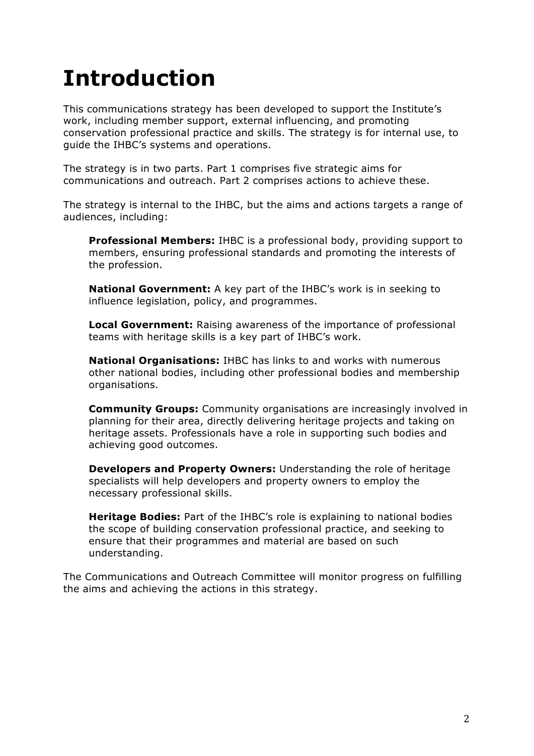# Introduction

This communications strategy has been developed to support the Institute's work, including member support, external influencing, and promoting conservation professional practice and skills. The strategy is for internal use, to guide the IHBC's systems and operations.

The strategy is in two parts. Part 1 comprises five strategic aims for communications and outreach. Part 2 comprises actions to achieve these.

The strategy is internal to the IHBC, but the aims and actions targets a range of audiences, including:

**Professional Members:** IHBC is a professional body, providing support to members, ensuring professional standards and promoting the interests of the profession.

**National Government:** A key part of the IHBC's work is in seeking to influence legislation, policy, and programmes.

**Local Government:** Raising awareness of the importance of professional teams with heritage skills is a key part of IHBC's work.

**National Organisations:** IHBC has links to and works with numerous other national bodies, including other professional bodies and membership organisations.

**Community Groups:** Community organisations are increasingly involved in planning for their area, directly delivering heritage projects and taking on heritage assets. Professionals have a role in supporting such bodies and achieving good outcomes.

**Developers and Property Owners:** Understanding the role of heritage specialists will help developers and property owners to employ the necessary professional skills.

**Heritage Bodies:** Part of the IHBC's role is explaining to national bodies the scope of building conservation professional practice, and seeking to ensure that their programmes and material are based on such understanding.

The Communications and Outreach Committee will monitor progress on fulfilling the aims and achieving the actions in this strategy.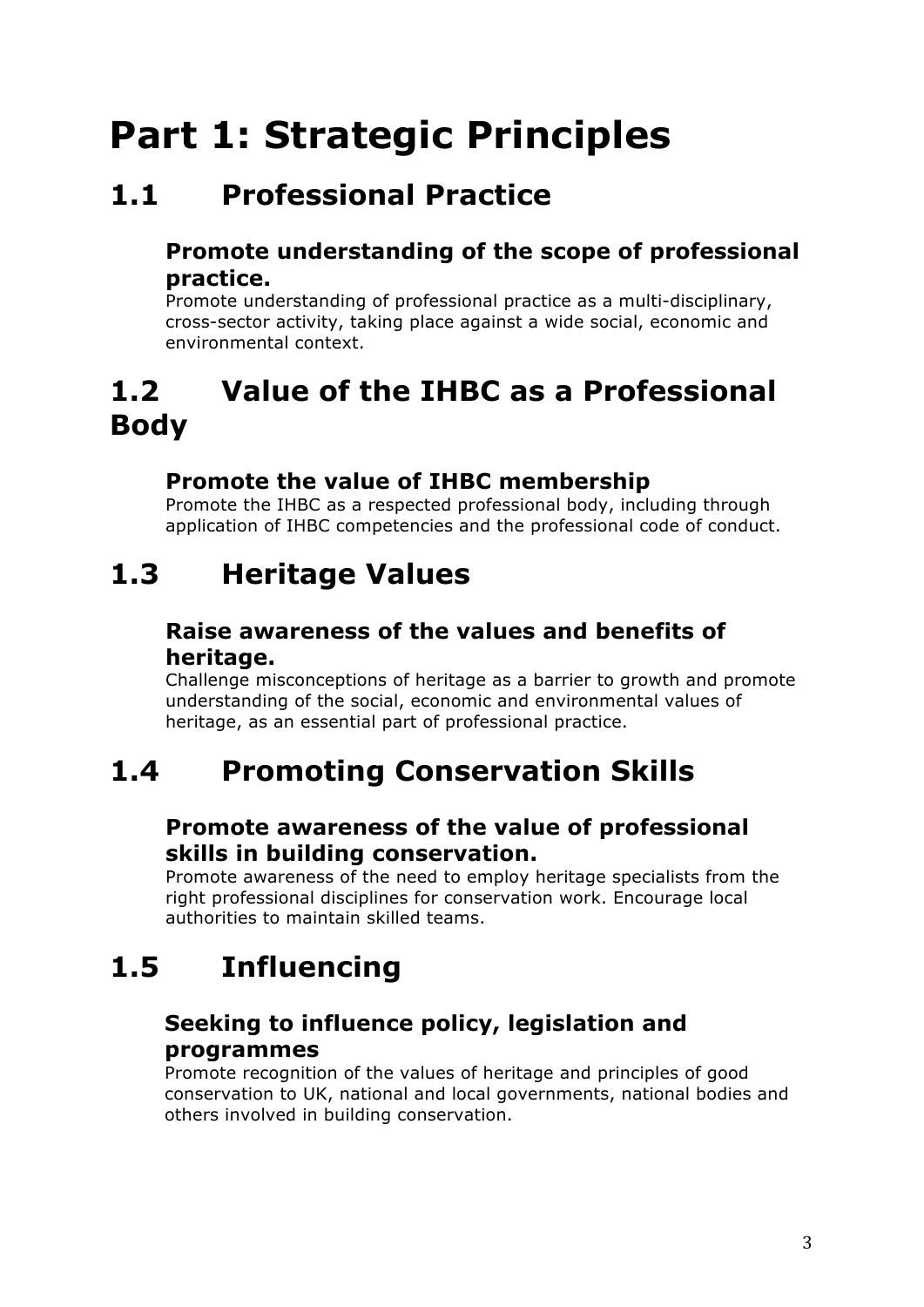# Part 1: Strategic Principles

## 1.1 Professional Practice

### Promote understanding of the scope of professional practice.

Promote understanding of professional practice as a multi-disciplinary, cross-sector activity, taking place against a wide social, economic and environmental context.

## 1.2 Value of the IHBC as a Professional Body

### Promote the value of IHBC membership

Promote the IHBC as a respected professional body, including through application of IHBC competencies and the professional code of conduct.

## 1.3 Heritage Values

### Raise awareness of the values and benefits of heritage.

Challenge misconceptions of heritage as a barrier to growth and promote understanding of the social, economic and environmental values of heritage, as an essential part of professional practice.

## 1.4 Promoting Conservation Skills

### Promote awareness of the value of professional skills in building conservation.

Promote awareness of the need to employ heritage specialists from the right professional disciplines for conservation work. Encourage local authorities to maintain skilled teams.

## 1.5 Influencing

### Seeking to influence policy, legislation and programmes

Promote recognition of the values of heritage and principles of good conservation to UK, national and local governments, national bodies and others involved in building conservation.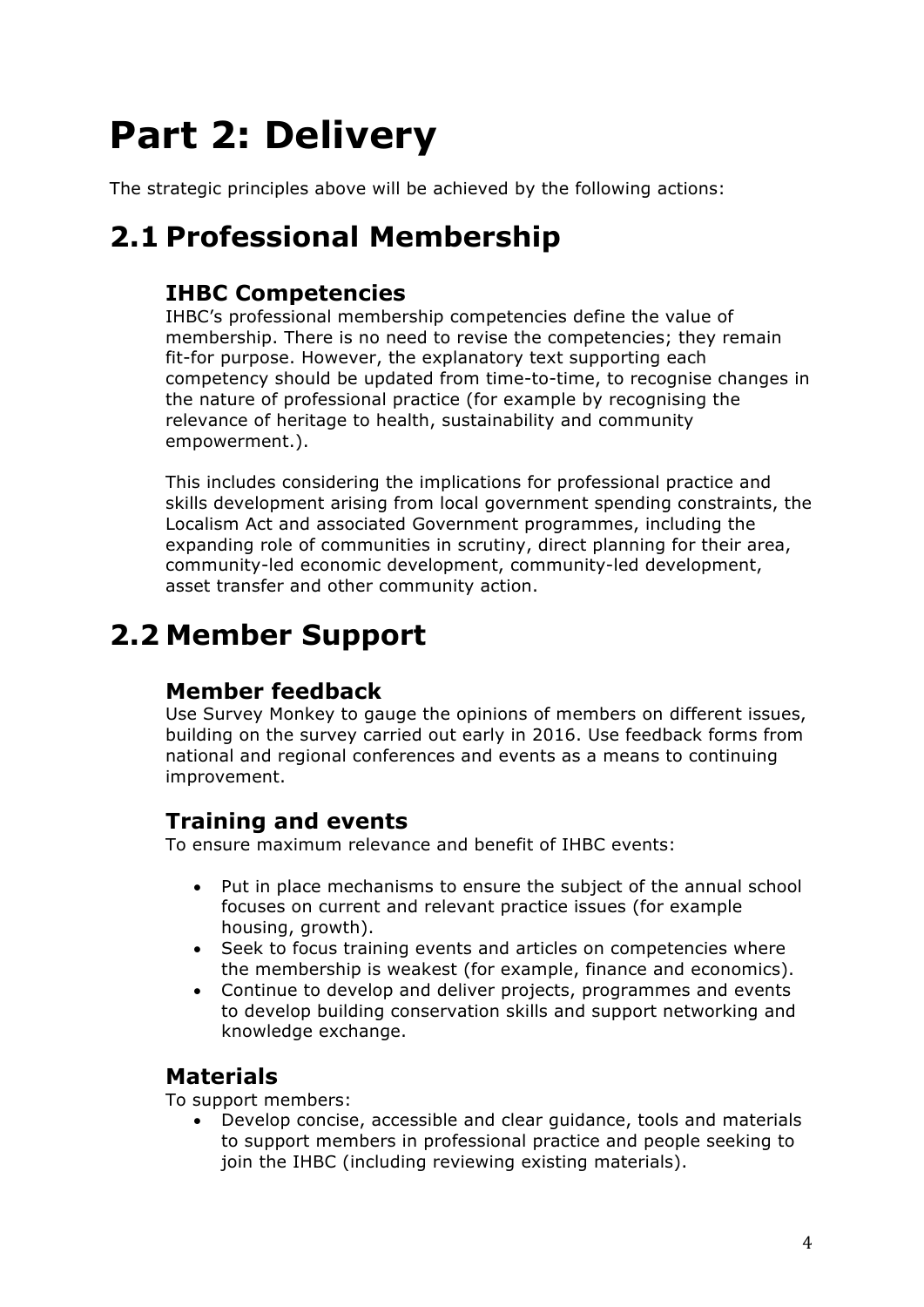# Part 2: Delivery

The strategic principles above will be achieved by the following actions:

## 2.1 Professional Membership

### IHBC Competencies

IHBC's professional membership competencies define the value of membership. There is no need to revise the competencies; they remain fit-for purpose. However, the explanatory text supporting each competency should be updated from time-to-time, to recognise changes in the nature of professional practice (for example by recognising the relevance of heritage to health, sustainability and community empowerment.).

This includes considering the implications for professional practice and skills development arising from local government spending constraints, the Localism Act and associated Government programmes, including the expanding role of communities in scrutiny, direct planning for their area, community-led economic development, community-led development, asset transfer and other community action.

## 2.2 Member Support

### Member feedback

Use Survey Monkey to gauge the opinions of members on different issues, building on the survey carried out early in 2016. Use feedback forms from national and regional conferences and events as a means to continuing improvement.

### Training and events

To ensure maximum relevance and benefit of IHBC events:

- Put in place mechanisms to ensure the subject of the annual school focuses on current and relevant practice issues (for example housing, growth).
- Seek to focus training events and articles on competencies where the membership is weakest (for example, finance and economics).
- Continue to develop and deliver projects, programmes and events to develop building conservation skills and support networking and knowledge exchange.

### Materials

To support members:

- Develop concise, accessible and clear guidance, tools and materials to support members in professional practice and people seeking to join the IHBC (including reviewing existing materials).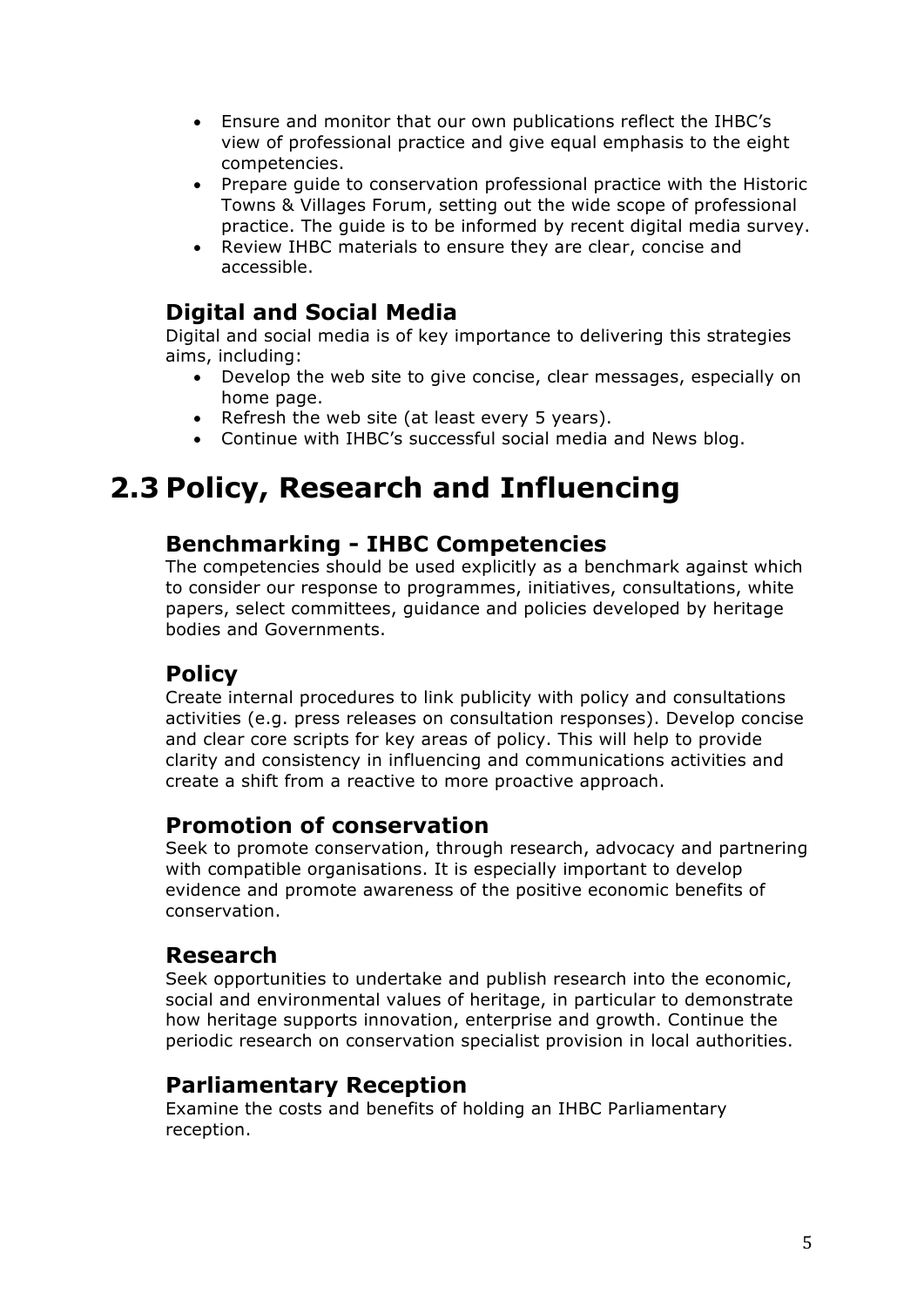- Ensure and monitor that our own publications reflect the IHBC's view of professional practice and give equal emphasis to the eight competencies.
- Prepare guide to conservation professional practice with the Historic Towns & Villages Forum, setting out the wide scope of professional practice. The guide is to be informed by recent digital media survey.
- Review IHBC materials to ensure they are clear, concise and accessible.

### Digital and Social Media

Digital and social media is of key importance to delivering this strategies aims, including:

- Develop the web site to give concise, clear messages, especially on home page.
- Refresh the web site (at least every 5 years).
- Continue with IHBC's successful social media and News blog.

## 2.3 Policy, Research and Influencing

### Benchmarking - IHBC Competencies

The competencies should be used explicitly as a benchmark against which to consider our response to programmes, initiatives, consultations, white papers, select committees, guidance and policies developed by heritage bodies and Governments.

### Policy

Create internal procedures to link publicity with policy and consultations activities (e.g. press releases on consultation responses). Develop concise and clear core scripts for key areas of policy. This will help to provide clarity and consistency in influencing and communications activities and create a shift from a reactive to more proactive approach.

### Promotion of conservation

Seek to promote conservation, through research, advocacy and partnering with compatible organisations. It is especially important to develop evidence and promote awareness of the positive economic benefits of conservation.

### Research

Seek opportunities to undertake and publish research into the economic, social and environmental values of heritage, in particular to demonstrate how heritage supports innovation, enterprise and growth. Continue the periodic research on conservation specialist provision in local authorities.

### Parliamentary Reception

Examine the costs and benefits of holding an IHBC Parliamentary reception.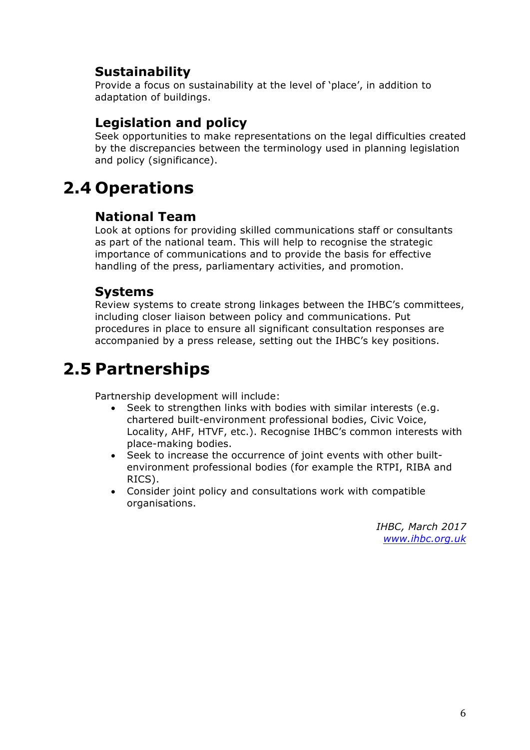### Sustainability

Provide a focus on sustainability at the level of 'place', in addition to adaptation of buildings.

### Legislation and policy

Seek opportunities to make representations on the legal difficulties created by the discrepancies between the terminology used in planning legislation and policy (significance).

## 2.4 Operations

### National Team

Look at options for providing skilled communications staff or consultants as part of the national team. This will help to recognise the strategic importance of communications and to provide the basis for effective handling of the press, parliamentary activities, and promotion.

### Systems

Review systems to create strong linkages between the IHBC's committees, including closer liaison between policy and communications. Put procedures in place to ensure all significant consultation responses are accompanied by a press release, setting out the IHBC's key positions.

## 2.5 Partnerships

Partnership development will include:

- Seek to strengthen links with bodies with similar interests (e.g. chartered built-environment professional bodies, Civic Voice, Locality, AHF, HTVF, etc.). Recognise IHBC's common interests with place-making bodies.
- Seek to increase the occurrence of joint events with other built-environment professional bodies (for example the RTPI, RIBA and RICS).
- Consider joint policy and consultations work with compatible organisations.

*IHBC, March 2017*
*www.ihbc.org.uk*